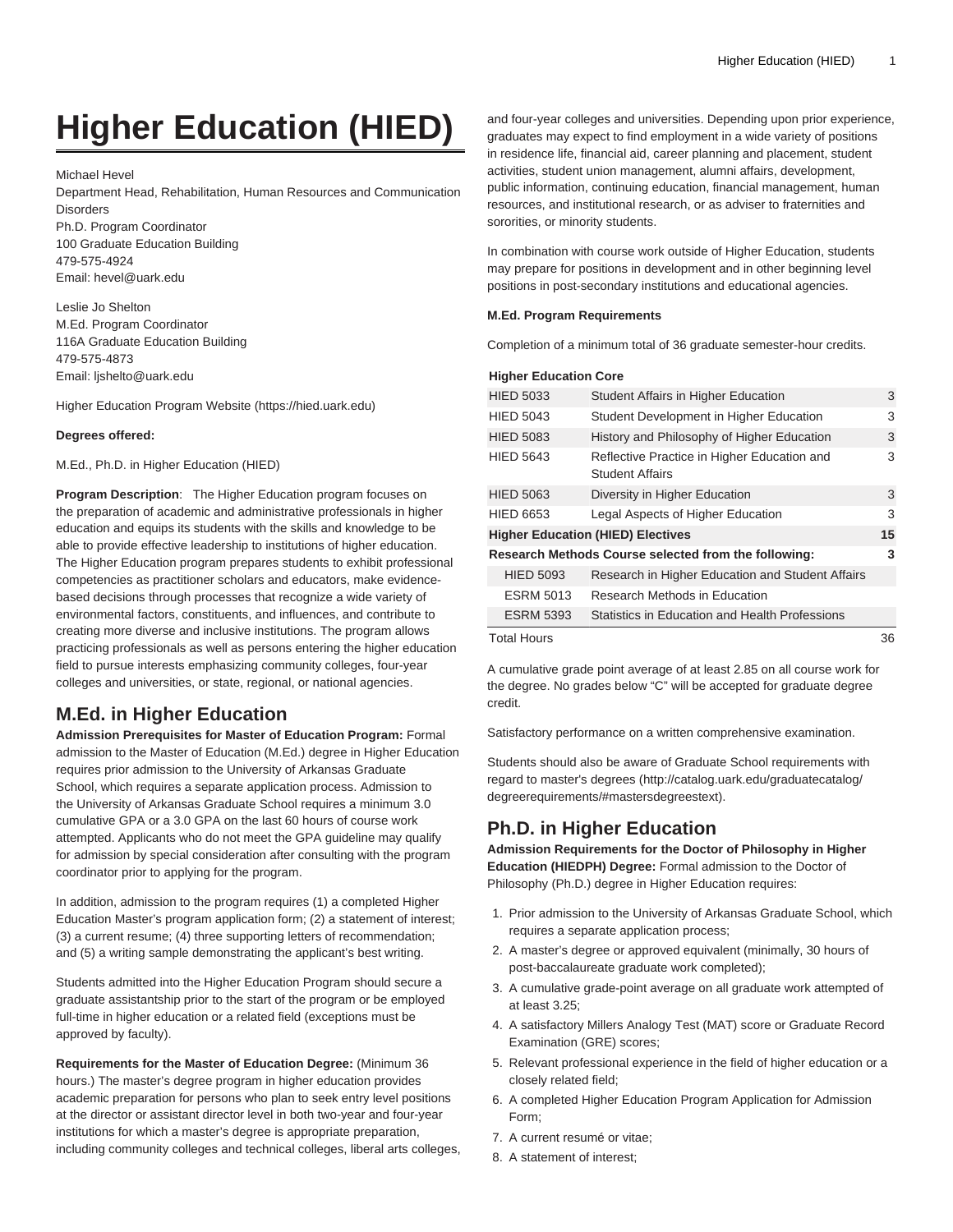# Higher Education (HIED)

Michael Hevel
Department Head, Rehabilitation, Human Resources and Communication Disorders
Ph.D. Program Coordinator
100 Graduate Education Building
479-575-4924
Email: hevel@uark.edu

Leslie Jo Shelton
M.Ed. Program Coordinator
116A Graduate Education Building
479-575-4873
Email: ljshelto@uark.edu

Higher Education Program Website (https://hied.uark.edu)

**Degrees offered:**

M.Ed., Ph.D. in Higher Education (HIED)

**Program Description**: The Higher Education program focuses on the preparation of academic and administrative professionals in higher education and equips its students with the skills and knowledge to be able to provide effective leadership to institutions of higher education. The Higher Education program prepares students to exhibit professional competencies as practitioner scholars and educators, make evidence-based decisions through processes that recognize a wide variety of environmental factors, constituents, and influences, and contribute to creating more diverse and inclusive institutions. The program allows practicing professionals as well as persons entering the higher education field to pursue interests emphasizing community colleges, four-year colleges and universities, or state, regional, or national agencies.

## M.Ed. in Higher Education

**Admission Prerequisites for Master of Education Program:** Formal admission to the Master of Education (M.Ed.) degree in Higher Education requires prior admission to the University of Arkansas Graduate School, which requires a separate application process. Admission to the University of Arkansas Graduate School requires a minimum 3.0 cumulative GPA or a 3.0 GPA on the last 60 hours of course work attempted. Applicants who do not meet the GPA guideline may qualify for admission by special consideration after consulting with the program coordinator prior to applying for the program.

In addition, admission to the program requires (1) a completed Higher Education Master's program application form; (2) a statement of interest; (3) a current resume; (4) three supporting letters of recommendation; and (5) a writing sample demonstrating the applicant's best writing.

Students admitted into the Higher Education Program should secure a graduate assistantship prior to the start of the program or be employed full-time in higher education or a related field (exceptions must be approved by faculty).

**Requirements for the Master of Education Degree:** (Minimum 36 hours.) The master's degree program in higher education provides academic preparation for persons who plan to seek entry level positions at the director or assistant director level in both two-year and four-year institutions for which a master's degree is appropriate preparation, including community colleges and technical colleges, liberal arts colleges, and four-year colleges and universities. Depending upon prior experience, graduates may expect to find employment in a wide variety of positions in residence life, financial aid, career planning and placement, student activities, student union management, alumni affairs, development, public information, continuing education, financial management, human resources, and institutional research, or as adviser to fraternities and sororities, or minority students.

In combination with course work outside of Higher Education, students may prepare for positions in development and in other beginning level positions in post-secondary institutions and educational agencies.

**M.Ed. Program Requirements**

Completion of a minimum total of 36 graduate semester-hour credits.

| **Higher Education Core** | | |
|---|---|---|
| HIED 5033 | Student Affairs in Higher Education | 3 |
| HIED 5043 | Student Development in Higher Education | 3 |
| HIED 5083 | History and Philosophy of Higher Education | 3 |
| HIED 5643 | Reflective Practice in Higher Education and Student Affairs | 3 |
| HIED 5063 | Diversity in Higher Education | 3 |
| HIED 6653 | Legal Aspects of Higher Education | 3 |
| **Higher Education (HIED) Electives** | | **15** |
| **Research Methods Course selected from the following:** | | **3** |
| HIED 5093 | Research in Higher Education and Student Affairs | |
| ESRM 5013 | Research Methods in Education | |
| ESRM 5393 | Statistics in Education and Health Professions | |
| Total Hours | | 36 |

A cumulative grade point average of at least 2.85 on all course work for the degree. No grades below "C" will be accepted for graduate degree credit.

Satisfactory performance on a written comprehensive examination.

Students should also be aware of Graduate School requirements with regard to master's degrees (http://catalog.uark.edu/graduatecatalog/degreerequirements/#mastersdegreestext).

## Ph.D. in Higher Education

**Admission Requirements for the Doctor of Philosophy in Higher Education (HIEDPH) Degree:** Formal admission to the Doctor of Philosophy (Ph.D.) degree in Higher Education requires:

1. Prior admission to the University of Arkansas Graduate School, which requires a separate application process;
2. A master's degree or approved equivalent (minimally, 30 hours of post-baccalaureate graduate work completed);
3. A cumulative grade-point average on all graduate work attempted of at least 3.25;
4. A satisfactory Millers Analogy Test (MAT) score or Graduate Record Examination (GRE) scores;
5. Relevant professional experience in the field of higher education or a closely related field;
6. A completed Higher Education Program Application for Admission Form;
7. A current resumé or vitae;
8. A statement of interest;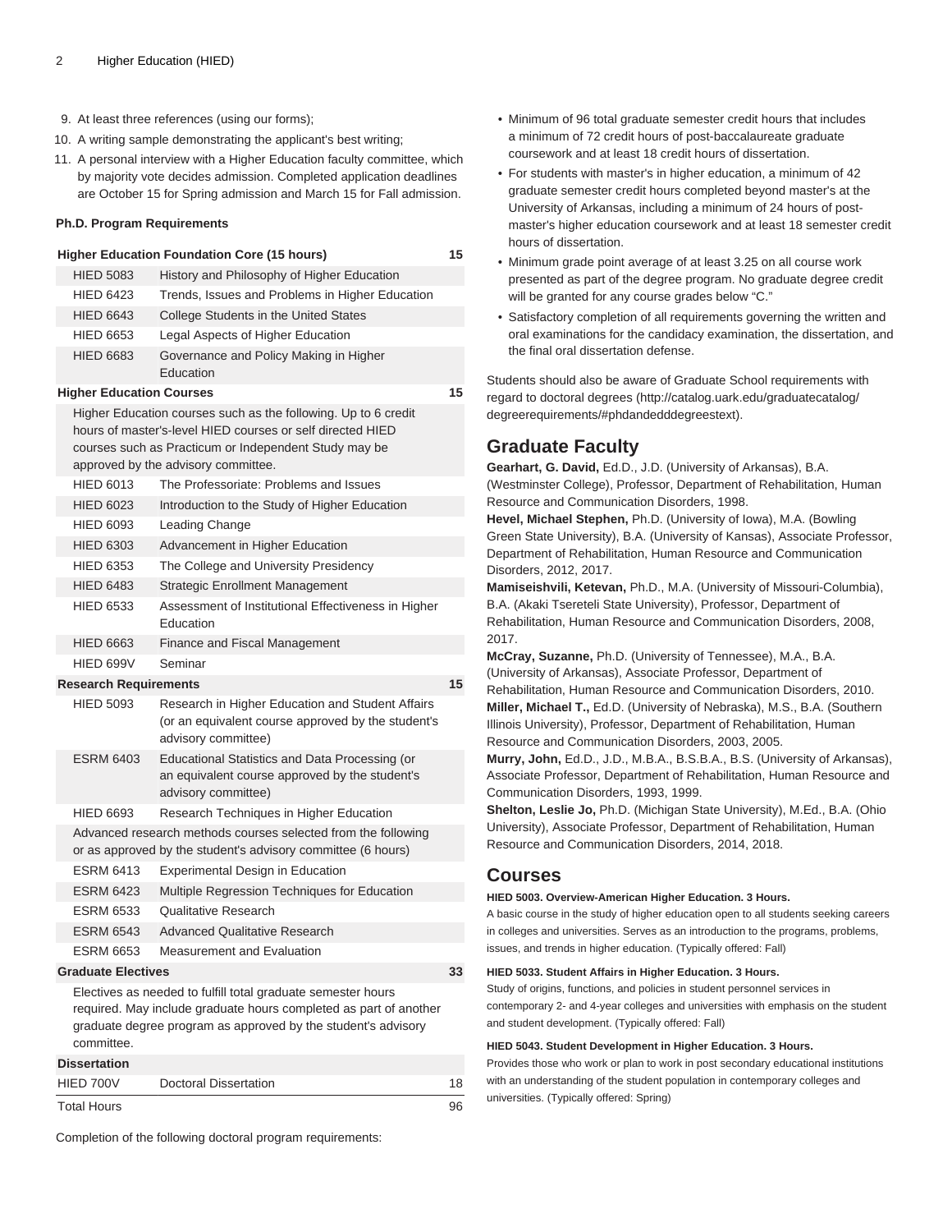9. At least three references (using our forms);
10. A writing sample demonstrating the applicant's best writing;
11. A personal interview with a Higher Education faculty committee, which by majority vote decides admission. Completed application deadlines are October 15 for Spring admission and March 15 for Fall admission.

**Ph.D. Program Requirements**

| | | |
|---|---|---|
| **Higher Education Foundation Core (15 hours)** | | **15** |
| HIED 5083 | History and Philosophy of Higher Education | |
| HIED 6423 | Trends, Issues and Problems in Higher Education | |
| HIED 6643 | College Students in the United States | |
| HIED 6653 | Legal Aspects of Higher Education | |
| HIED 6683 | Governance and Policy Making in Higher Education | |
| **Higher Education Courses** | | **15** |
| Higher Education courses such as the following. Up to 6 credit hours of master's-level HIED courses or self directed HIED courses such as Practicum or Independent Study may be approved by the advisory committee. | | |
| HIED 6013 | The Professoriate: Problems and Issues | |
| HIED 6023 | Introduction to the Study of Higher Education | |
| HIED 6093 | Leading Change | |
| HIED 6303 | Advancement in Higher Education | |
| HIED 6353 | The College and University Presidency | |
| HIED 6483 | Strategic Enrollment Management | |
| HIED 6533 | Assessment of Institutional Effectiveness in Higher Education | |
| HIED 6663 | Finance and Fiscal Management | |
| HIED 699V | Seminar | |
| **Research Requirements** | | **15** |
| HIED 5093 | Research in Higher Education and Student Affairs (or an equivalent course approved by the student's advisory committee) | |
| ESRM 6403 | Educational Statistics and Data Processing (or an equivalent course approved by the student's advisory committee) | |
| HIED 6693 | Research Techniques in Higher Education | |
| Advanced research methods courses selected from the following or as approved by the student's advisory committee (6 hours) | | |
| ESRM 6413 | Experimental Design in Education | |
| ESRM 6423 | Multiple Regression Techniques for Education | |
| ESRM 6533 | Qualitative Research | |
| ESRM 6543 | Advanced Qualitative Research | |
| ESRM 6653 | Measurement and Evaluation | |
| **Graduate Electives** | | **33** |
| Electives as needed to fulfill total graduate semester hours required. May include graduate hours completed as part of another graduate degree program as approved by the student's advisory committee. | | |
| **Dissertation** | | |
| HIED 700V | Doctoral Dissertation | 18 |
| Total Hours | | 96 |

Completion of the following doctoral program requirements:

- Minimum of 96 total graduate semester credit hours that includes a minimum of 72 credit hours of post-baccalaureate graduate coursework and at least 18 credit hours of dissertation.
- For students with master's in higher education, a minimum of 42 graduate semester credit hours completed beyond master's at the University of Arkansas, including a minimum of 24 hours of post-master's higher education coursework and at least 18 semester credit hours of dissertation.
- Minimum grade point average of at least 3.25 on all course work presented as part of the degree program. No graduate degree credit will be granted for any course grades below "C."
- Satisfactory completion of all requirements governing the written and oral examinations for the candidacy examination, the dissertation, and the final oral dissertation defense.

Students should also be aware of Graduate School requirements with regard to doctoral degrees (http://catalog.uark.edu/graduatecatalog/degreerequirements/#phdandedddegreestext).

## Graduate Faculty

**Gearhart, G. David,** Ed.D., J.D. (University of Arkansas), B.A. (Westminster College), Professor, Department of Rehabilitation, Human Resource and Communication Disorders, 1998.
**Hevel, Michael Stephen,** Ph.D. (University of Iowa), M.A. (Bowling Green State University), B.A. (University of Kansas), Associate Professor, Department of Rehabilitation, Human Resource and Communication Disorders, 2012, 2017.
**Mamiseishvili, Ketevan,** Ph.D., M.A. (University of Missouri-Columbia), B.A. (Akaki Tsereteli State University), Professor, Department of Rehabilitation, Human Resource and Communication Disorders, 2008, 2017.
**McCray, Suzanne,** Ph.D. (University of Tennessee), M.A., B.A. (University of Arkansas), Associate Professor, Department of Rehabilitation, Human Resource and Communication Disorders, 2010.
**Miller, Michael T.,** Ed.D. (University of Nebraska), M.S., B.A. (Southern Illinois University), Professor, Department of Rehabilitation, Human Resource and Communication Disorders, 2003, 2005.
**Murry, John,** Ed.D., J.D., M.B.A., B.S.B.A., B.S. (University of Arkansas), Associate Professor, Department of Rehabilitation, Human Resource and Communication Disorders, 1993, 1999.
**Shelton, Leslie Jo,** Ph.D. (Michigan State University), M.Ed., B.A. (Ohio University), Associate Professor, Department of Rehabilitation, Human Resource and Communication Disorders, 2014, 2018.

## Courses

**HIED 5003. Overview-American Higher Education. 3 Hours.**
A basic course in the study of higher education open to all students seeking careers in colleges and universities. Serves as an introduction to the programs, problems, issues, and trends in higher education. (Typically offered: Fall)

**HIED 5033. Student Affairs in Higher Education. 3 Hours.**
Study of origins, functions, and policies in student personnel services in contemporary 2- and 4-year colleges and universities with emphasis on the student and student development. (Typically offered: Fall)

**HIED 5043. Student Development in Higher Education. 3 Hours.**
Provides those who work or plan to work in post secondary educational institutions with an understanding of the student population in contemporary colleges and universities. (Typically offered: Spring)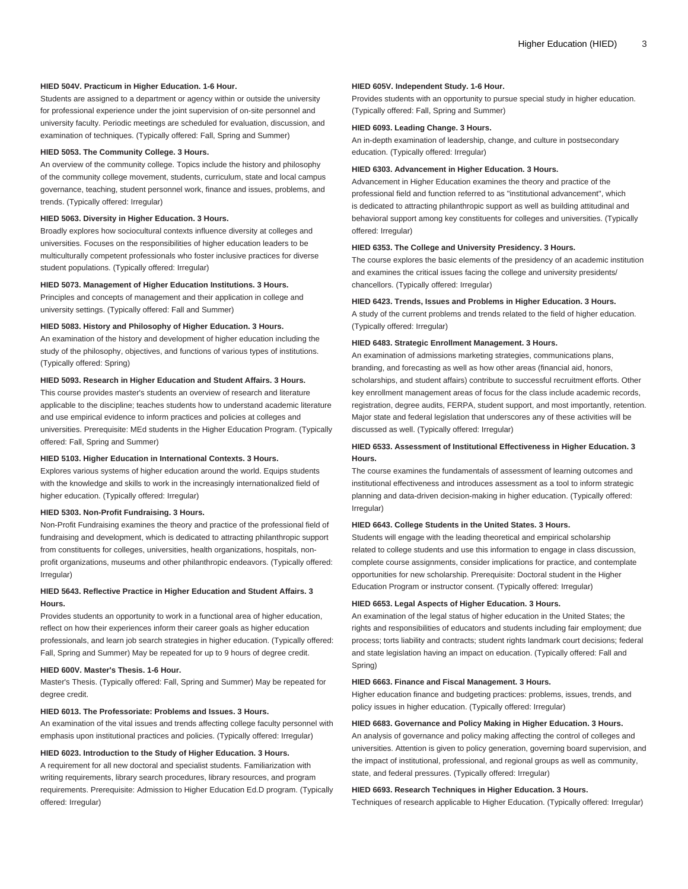**HIED 504V. Practicum in Higher Education. 1-6 Hour.**

Students are assigned to a department or agency within or outside the university for professional experience under the joint supervision of on-site personnel and university faculty. Periodic meetings are scheduled for evaluation, discussion, and examination of techniques. (Typically offered: Fall, Spring and Summer)

**HIED 5053. The Community College. 3 Hours.**

An overview of the community college. Topics include the history and philosophy of the community college movement, students, curriculum, state and local campus governance, teaching, student personnel work, finance and issues, problems, and trends. (Typically offered: Irregular)

**HIED 5063. Diversity in Higher Education. 3 Hours.**

Broadly explores how sociocultural contexts influence diversity at colleges and universities. Focuses on the responsibilities of higher education leaders to be multiculturally competent professionals who foster inclusive practices for diverse student populations. (Typically offered: Irregular)

**HIED 5073. Management of Higher Education Institutions. 3 Hours.**

Principles and concepts of management and their application in college and university settings. (Typically offered: Fall and Summer)

**HIED 5083. History and Philosophy of Higher Education. 3 Hours.**

An examination of the history and development of higher education including the study of the philosophy, objectives, and functions of various types of institutions. (Typically offered: Spring)

**HIED 5093. Research in Higher Education and Student Affairs. 3 Hours.**

This course provides master's students an overview of research and literature applicable to the discipline; teaches students how to understand academic literature and use empirical evidence to inform practices and policies at colleges and universities. Prerequisite: MEd students in the Higher Education Program. (Typically offered: Fall, Spring and Summer)

**HIED 5103. Higher Education in International Contexts. 3 Hours.**

Explores various systems of higher education around the world. Equips students with the knowledge and skills to work in the increasingly internationalized field of higher education. (Typically offered: Irregular)

**HIED 5303. Non-Profit Fundraising. 3 Hours.**

Non-Profit Fundraising examines the theory and practice of the professional field of fundraising and development, which is dedicated to attracting philanthropic support from constituents for colleges, universities, health organizations, hospitals, non-profit organizations, museums and other philanthropic endeavors. (Typically offered: Irregular)

**HIED 5643. Reflective Practice in Higher Education and Student Affairs. 3 Hours.**

Provides students an opportunity to work in a functional area of higher education, reflect on how their experiences inform their career goals as higher education professionals, and learn job search strategies in higher education. (Typically offered: Fall, Spring and Summer) May be repeated for up to 9 hours of degree credit.

**HIED 600V. Master's Thesis. 1-6 Hour.**

Master's Thesis. (Typically offered: Fall, Spring and Summer) May be repeated for degree credit.

**HIED 6013. The Professoriate: Problems and Issues. 3 Hours.**

An examination of the vital issues and trends affecting college faculty personnel with emphasis upon institutional practices and policies. (Typically offered: Irregular)

**HIED 6023. Introduction to the Study of Higher Education. 3 Hours.**

A requirement for all new doctoral and specialist students. Familiarization with writing requirements, library search procedures, library resources, and program requirements. Prerequisite: Admission to Higher Education Ed.D program. (Typically offered: Irregular)

**HIED 605V. Independent Study. 1-6 Hour.**

Provides students with an opportunity to pursue special study in higher education. (Typically offered: Fall, Spring and Summer)

**HIED 6093. Leading Change. 3 Hours.**

An in-depth examination of leadership, change, and culture in postsecondary education. (Typically offered: Irregular)

**HIED 6303. Advancement in Higher Education. 3 Hours.**

Advancement in Higher Education examines the theory and practice of the professional field and function referred to as "institutional advancement", which is dedicated to attracting philanthropic support as well as building attitudinal and behavioral support among key constituents for colleges and universities. (Typically offered: Irregular)

**HIED 6353. The College and University Presidency. 3 Hours.**

The course explores the basic elements of the presidency of an academic institution and examines the critical issues facing the college and university presidents/chancellors. (Typically offered: Irregular)

**HIED 6423. Trends, Issues and Problems in Higher Education. 3 Hours.**

A study of the current problems and trends related to the field of higher education. (Typically offered: Irregular)

**HIED 6483. Strategic Enrollment Management. 3 Hours.**

An examination of admissions marketing strategies, communications plans, branding, and forecasting as well as how other areas (financial aid, honors, scholarships, and student affairs) contribute to successful recruitment efforts. Other key enrollment management areas of focus for the class include academic records, registration, degree audits, FERPA, student support, and most importantly, retention. Major state and federal legislation that underscores any of these activities will be discussed as well. (Typically offered: Irregular)

**HIED 6533. Assessment of Institutional Effectiveness in Higher Education. 3 Hours.**

The course examines the fundamentals of assessment of learning outcomes and institutional effectiveness and introduces assessment as a tool to inform strategic planning and data-driven decision-making in higher education. (Typically offered: Irregular)

**HIED 6643. College Students in the United States. 3 Hours.**

Students will engage with the leading theoretical and empirical scholarship related to college students and use this information to engage in class discussion, complete course assignments, consider implications for practice, and contemplate opportunities for new scholarship. Prerequisite: Doctoral student in the Higher Education Program or instructor consent. (Typically offered: Irregular)

**HIED 6653. Legal Aspects of Higher Education. 3 Hours.**

An examination of the legal status of higher education in the United States; the rights and responsibilities of educators and students including fair employment; due process; torts liability and contracts; student rights landmark court decisions; federal and state legislation having an impact on education. (Typically offered: Fall and Spring)

**HIED 6663. Finance and Fiscal Management. 3 Hours.**

Higher education finance and budgeting practices: problems, issues, trends, and policy issues in higher education. (Typically offered: Irregular)

**HIED 6683. Governance and Policy Making in Higher Education. 3 Hours.**

An analysis of governance and policy making affecting the control of colleges and universities. Attention is given to policy generation, governing board supervision, and the impact of institutional, professional, and regional groups as well as community, state, and federal pressures. (Typically offered: Irregular)

**HIED 6693. Research Techniques in Higher Education. 3 Hours.**

Techniques of research applicable to Higher Education. (Typically offered: Irregular)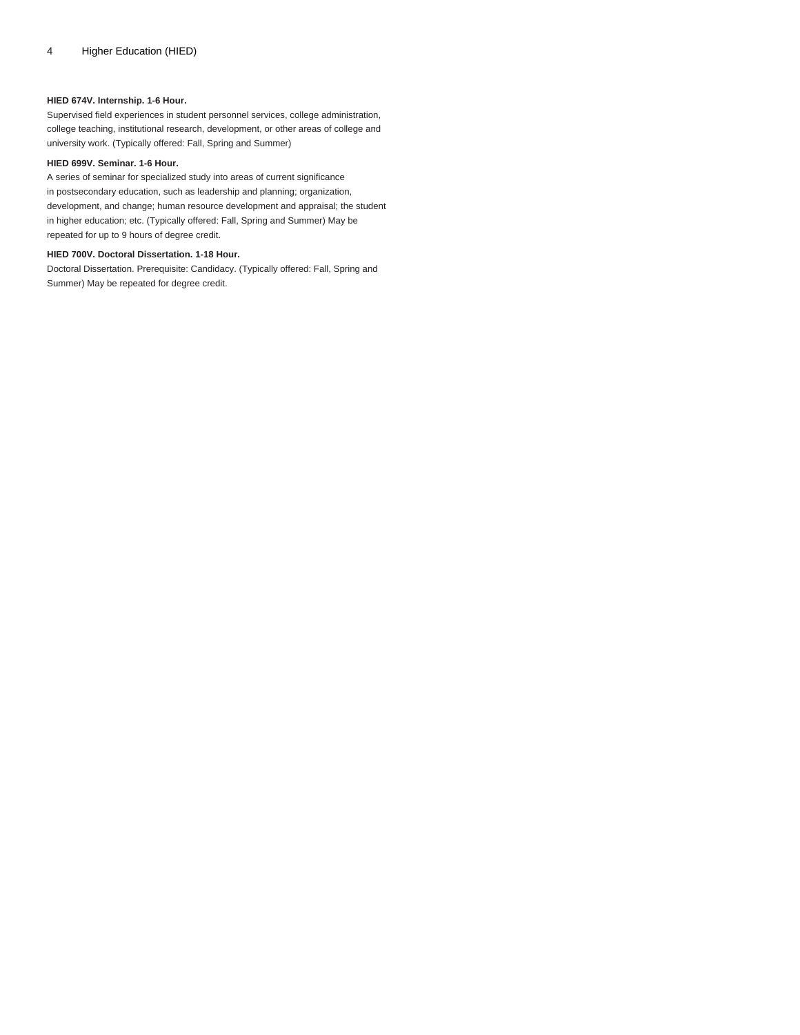**HIED 674V. Internship. 1-6 Hour.**
Supervised field experiences in student personnel services, college administration, college teaching, institutional research, development, or other areas of college and university work. (Typically offered: Fall, Spring and Summer)

**HIED 699V. Seminar. 1-6 Hour.**
A series of seminar for specialized study into areas of current significance in postsecondary education, such as leadership and planning; organization, development, and change; human resource development and appraisal; the student in higher education; etc. (Typically offered: Fall, Spring and Summer) May be repeated for up to 9 hours of degree credit.

**HIED 700V. Doctoral Dissertation. 1-18 Hour.**
Doctoral Dissertation. Prerequisite: Candidacy. (Typically offered: Fall, Spring and Summer) May be repeated for degree credit.